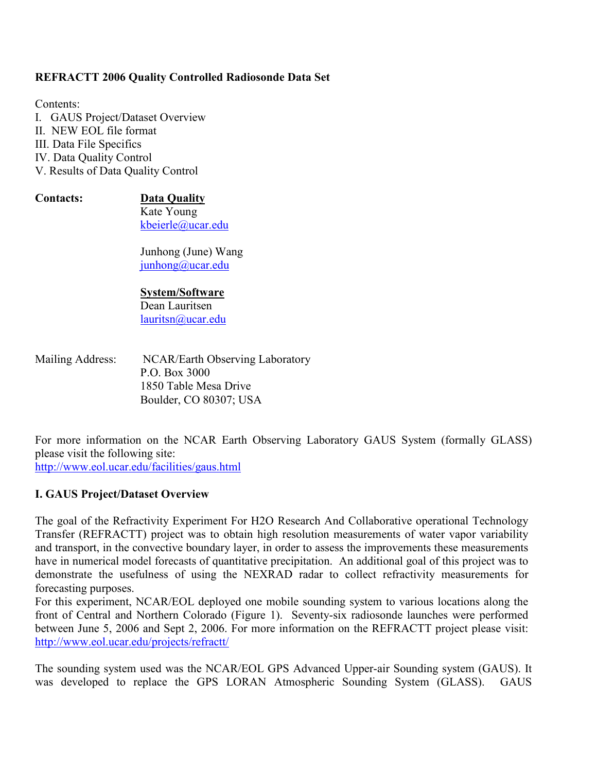**REFRACTT 2006 Quality Controlled Radiosonde Data Set**

Contents:
I. GAUS Project/Dataset Overview
II. NEW EOL file format
III. Data File Specifics
IV. Data Quality Control
V. Results of Data Quality Control

**Contacts:**

**Data Quality**
Kate Young
kbeierle@ucar.edu

Junhong (June) Wang
junhong@ucar.edu

**System/Software**
Dean Lauritsen
lauritsn@ucar.edu

Mailing Address:
NCAR/Earth Observing Laboratory
P.O. Box 3000
1850 Table Mesa Drive
Boulder, CO 80307; USA

For more information on the NCAR Earth Observing Laboratory GAUS System (formally GLASS) please visit the following site:
http://www.eol.ucar.edu/facilities/gaus.html

## I. GAUS Project/Dataset Overview

The goal of the Refractivity Experiment For H2O Research And Collaborative operational Technology Transfer (REFRACTT) project was to obtain high resolution measurements of water vapor variability and transport, in the convective boundary layer, in order to assess the improvements these measurements have in numerical model forecasts of quantitative precipitation. An additional goal of this project was to demonstrate the usefulness of using the NEXRAD radar to collect refractivity measurements for forecasting purposes.
For this experiment, NCAR/EOL deployed one mobile sounding system to various locations along the front of Central and Northern Colorado (Figure 1). Seventy-six radiosonde launches were performed between June 5, 2006 and Sept 2, 2006. For more information on the REFRACTT project please visit: http://www.eol.ucar.edu/projects/refractt/

The sounding system used was the NCAR/EOL GPS Advanced Upper-air Sounding system (GAUS). It was developed to replace the GPS LORAN Atmospheric Sounding System (GLASS). GAUS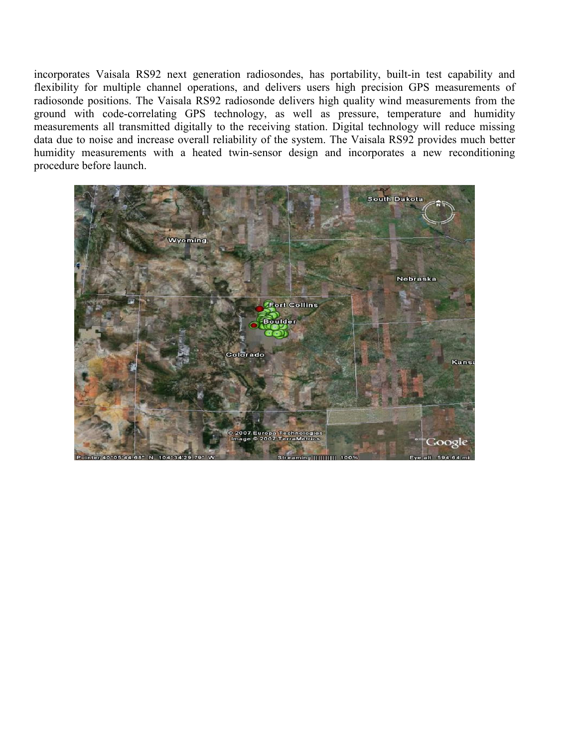incorporates Vaisala RS92 next generation radiosondes, has portability, built-in test capability and flexibility for multiple channel operations, and delivers users high precision GPS measurements of radiosonde positions. The Vaisala RS92 radiosonde delivers high quality wind measurements from the ground with code-correlating GPS technology, as well as pressure, temperature and humidity measurements all transmitted digitally to the receiving station. Digital technology will reduce missing data due to noise and increase overall reliability of the system. The Vaisala RS92 provides much better humidity measurements with a heated twin-sensor design and incorporates a new reconditioning procedure before launch.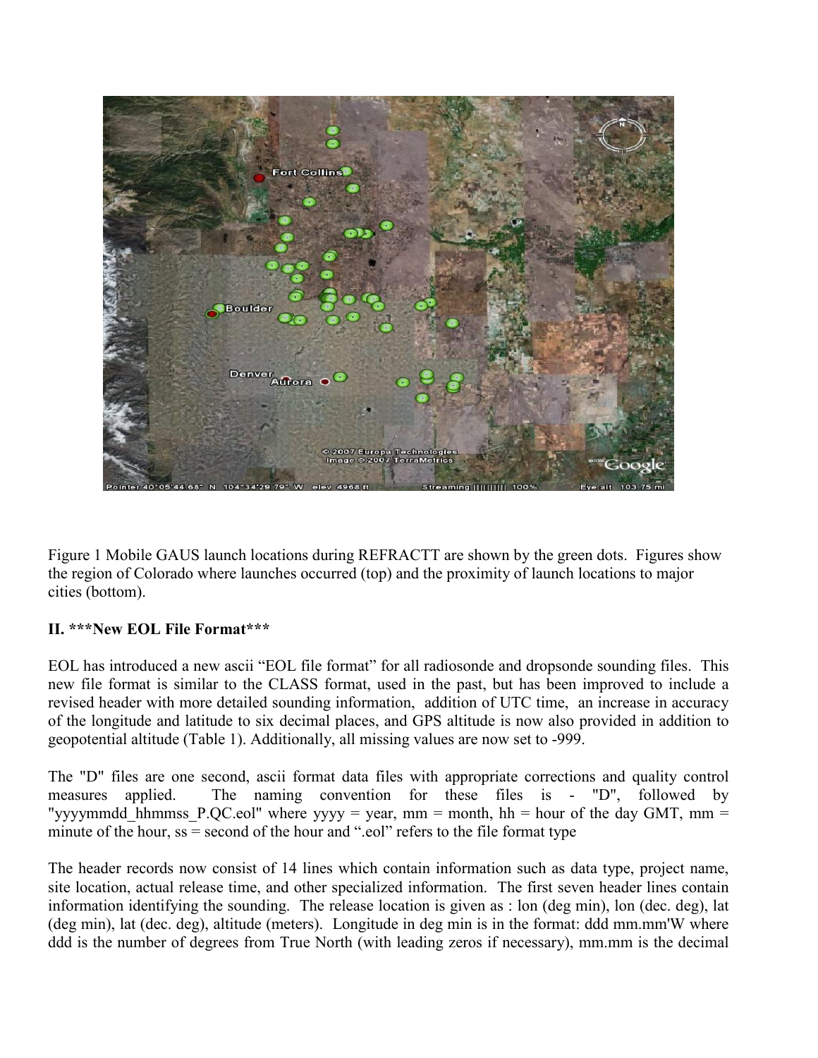Figure 1 Mobile GAUS launch locations during REFRACTT are shown by the green dots. Figures show the region of Colorado where launches occurred (top) and the proximity of launch locations to major cities (bottom).

## II. ***New EOL File Format***

EOL has introduced a new ascii "EOL file format" for all radiosonde and dropsonde sounding files. This new file format is similar to the CLASS format, used in the past, but has been improved to include a revised header with more detailed sounding information, addition of UTC time, an increase in accuracy of the longitude and latitude to six decimal places, and GPS altitude is now also provided in addition to geopotential altitude (Table 1). Additionally, all missing values are now set to -999.

The "D" files are one second, ascii format data files with appropriate corrections and quality control measures applied. The naming convention for these files is - "D", followed by "yyyymmdd_hhmmss_P.QC.eol" where yyyy = year, mm = month, hh = hour of the day GMT, mm = minute of the hour, ss = second of the hour and ".eol" refers to the file format type

The header records now consist of 14 lines which contain information such as data type, project name, site location, actual release time, and other specialized information. The first seven header lines contain information identifying the sounding. The release location is given as : lon (deg min), lon (dec. deg), lat (deg min), lat (dec. deg), altitude (meters). Longitude in deg min is in the format: ddd mm.mm'W where ddd is the number of degrees from True North (with leading zeros if necessary), mm.mm is the decimal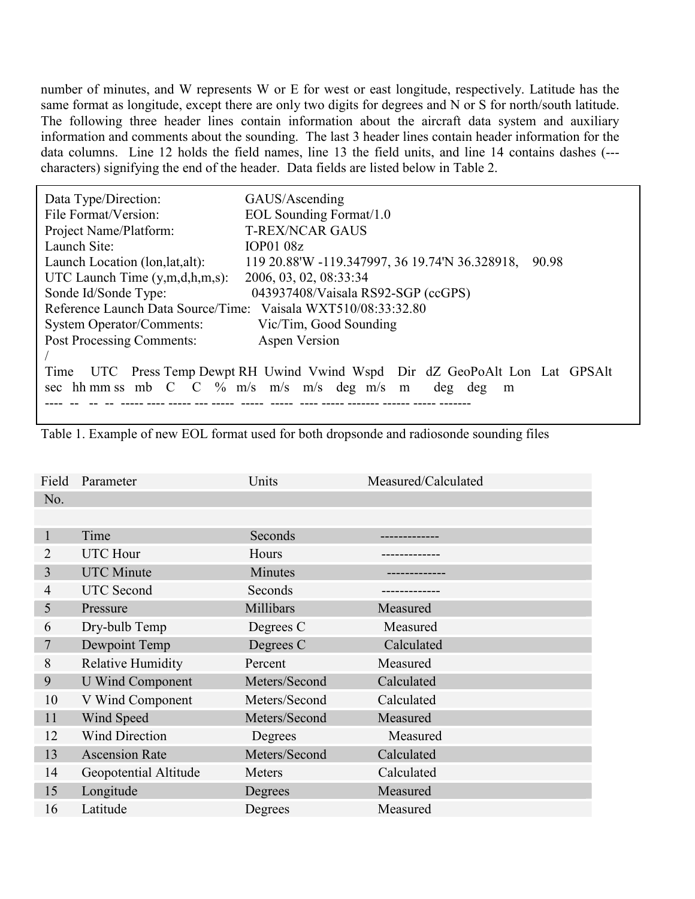number of minutes, and W represents W or E for west or east longitude, respectively. Latitude has the same format as longitude, except there are only two digits for degrees and N or S for north/south latitude. The following three header lines contain information about the aircraft data system and auxiliary information and comments about the sounding. The last 3 header lines contain header information for the data columns. Line 12 holds the field names, line 13 the field units, and line 14 contains dashes (--- characters) signifying the end of the header. Data fields are listed below in Table 2.

```
Data Type/Direction:                GAUS/Ascending
File Format/Version:                EOL Sounding Format/1.0
Project Name/Platform:              T-REX/NCAR GAUS
Launch Site:                        IOP01 08z
Launch Location (lon,lat,alt):      119 20.88'W -119.347997, 36 19.74'N 36.328918,    90.98
UTC Launch Time (y,m,d,h,m,s):      2006, 03, 02, 08:33:34
Sonde Id/Sonde Type:                 043937408/Vaisala RS92-SGP (ccGPS)
Reference Launch Data Source/Time:   Vaisala WXT510/08:33:32.80
System Operator/Comments:            Vic/Tim, Good Sounding
Post Processing Comments:            Aspen Version
/
Time   UTC   Press Temp Dewpt RH  Uwind  Vwind  Wspd   Dir  dZ  GeoPoAlt  Lon   Lat   GPSAlt
sec  hh mm ss   mb   C    C   %   m/s    m/s    m/s   deg  m/s    m        deg   deg     m
---- --  -- --  ----- ---- ----- --- -----  -----  -----  ---- ----- ------- ------ ----- -------
```

Table 1. Example of new EOL format used for both dropsonde and radiosonde sounding files

| Field No. | Parameter | Units | Measured/Calculated |
|---|---|---|---|
| 1 | Time | Seconds | ------------- |
| 2 | UTC Hour | Hours | ------------- |
| 3 | UTC Minute | Minutes | ------------- |
| 4 | UTC Second | Seconds | ------------- |
| 5 | Pressure | Millibars | Measured |
| 6 | Dry-bulb Temp | Degrees C | Measured |
| 7 | Dewpoint Temp | Degrees C | Calculated |
| 8 | Relative Humidity | Percent | Measured |
| 9 | U Wind Component | Meters/Second | Calculated |
| 10 | V Wind Component | Meters/Second | Calculated |
| 11 | Wind Speed | Meters/Second | Measured |
| 12 | Wind Direction | Degrees | Measured |
| 13 | Ascension Rate | Meters/Second | Calculated |
| 14 | Geopotential Altitude | Meters | Calculated |
| 15 | Longitude | Degrees | Measured |
| 16 | Latitude | Degrees | Measured |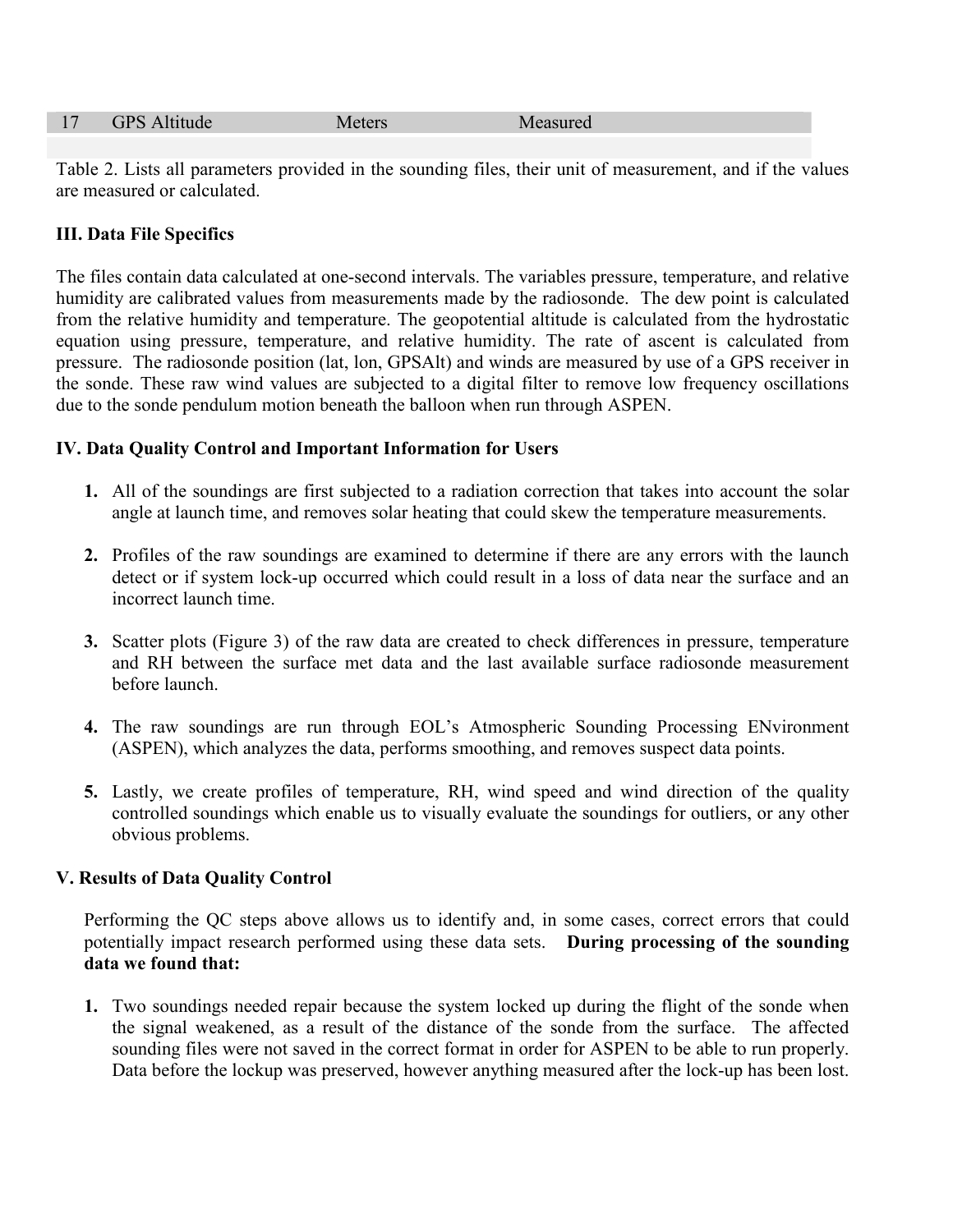| 17 | GPS Altitude | Meters | Measured |
|---|---|---|---|
| | | | |

Table 2. Lists all parameters provided in the sounding files, their unit of measurement, and if the values are measured or calculated.

**III. Data File Specifics**

The files contain data calculated at one-second intervals. The variables pressure, temperature, and relative humidity are calibrated values from measurements made by the radiosonde. The dew point is calculated from the relative humidity and temperature. The geopotential altitude is calculated from the hydrostatic equation using pressure, temperature, and relative humidity. The rate of ascent is calculated from pressure. The radiosonde position (lat, lon, GPSAlt) and winds are measured by use of a GPS receiver in the sonde. These raw wind values are subjected to a digital filter to remove low frequency oscillations due to the sonde pendulum motion beneath the balloon when run through ASPEN.

**IV. Data Quality Control and Important Information for Users**

1. All of the soundings are first subjected to a radiation correction that takes into account the solar angle at launch time, and removes solar heating that could skew the temperature measurements.

2. Profiles of the raw soundings are examined to determine if there are any errors with the launch detect or if system lock-up occurred which could result in a loss of data near the surface and an incorrect launch time.

3. Scatter plots (Figure 3) of the raw data are created to check differences in pressure, temperature and RH between the surface met data and the last available surface radiosonde measurement before launch.

4. The raw soundings are run through EOL's Atmospheric Sounding Processing ENvironment (ASPEN), which analyzes the data, performs smoothing, and removes suspect data points.

5. Lastly, we create profiles of temperature, RH, wind speed and wind direction of the quality controlled soundings which enable us to visually evaluate the soundings for outliers, or any other obvious problems.

**V. Results of Data Quality Control**

Performing the QC steps above allows us to identify and, in some cases, correct errors that could potentially impact research performed using these data sets. **During processing of the sounding data we found that:**

1. Two soundings needed repair because the system locked up during the flight of the sonde when the signal weakened, as a result of the distance of the sonde from the surface. The affected sounding files were not saved in the correct format in order for ASPEN to be able to run properly. Data before the lockup was preserved, however anything measured after the lock-up has been lost.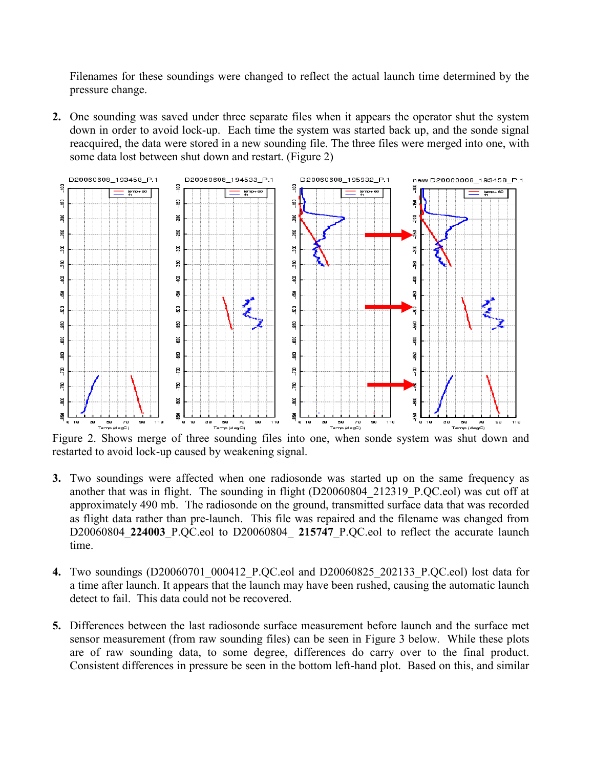Filenames for these soundings were changed to reflect the actual launch time determined by the pressure change.

2. One sounding was saved under three separate files when it appears the operator shut the system down in order to avoid lock-up. Each time the system was started back up, and the sonde signal reacquired, the data were stored in a new sounding file. The three files were merged into one, with some data lost between shut down and restart. (Figure 2)

Figure 2. Shows merge of three sounding files into one, when sonde system was shut down and restarted to avoid lock-up caused by weakening signal.

3. Two soundings were affected when one radiosonde was started up on the same frequency as another that was in flight. The sounding in flight (D20060804_212319_P.QC.eol) was cut off at approximately 490 mb. The radiosonde on the ground, transmitted surface data that was recorded as flight data rather than pre-launch. This file was repaired and the filename was changed from D20060804_**224003**_P.QC.eol to D20060804_ **215747**_P.QC.eol to reflect the accurate launch time.

4. Two soundings (D20060701_000412_P.QC.eol and D20060825_202133_P.QC.eol) lost data for a time after launch. It appears that the launch may have been rushed, causing the automatic launch detect to fail. This data could not be recovered.

5. Differences between the last radiosonde surface measurement before launch and the surface met sensor measurement (from raw sounding files) can be seen in Figure 3 below. While these plots are of raw sounding data, to some degree, differences do carry over to the final product. Consistent differences in pressure be seen in the bottom left-hand plot. Based on this, and similar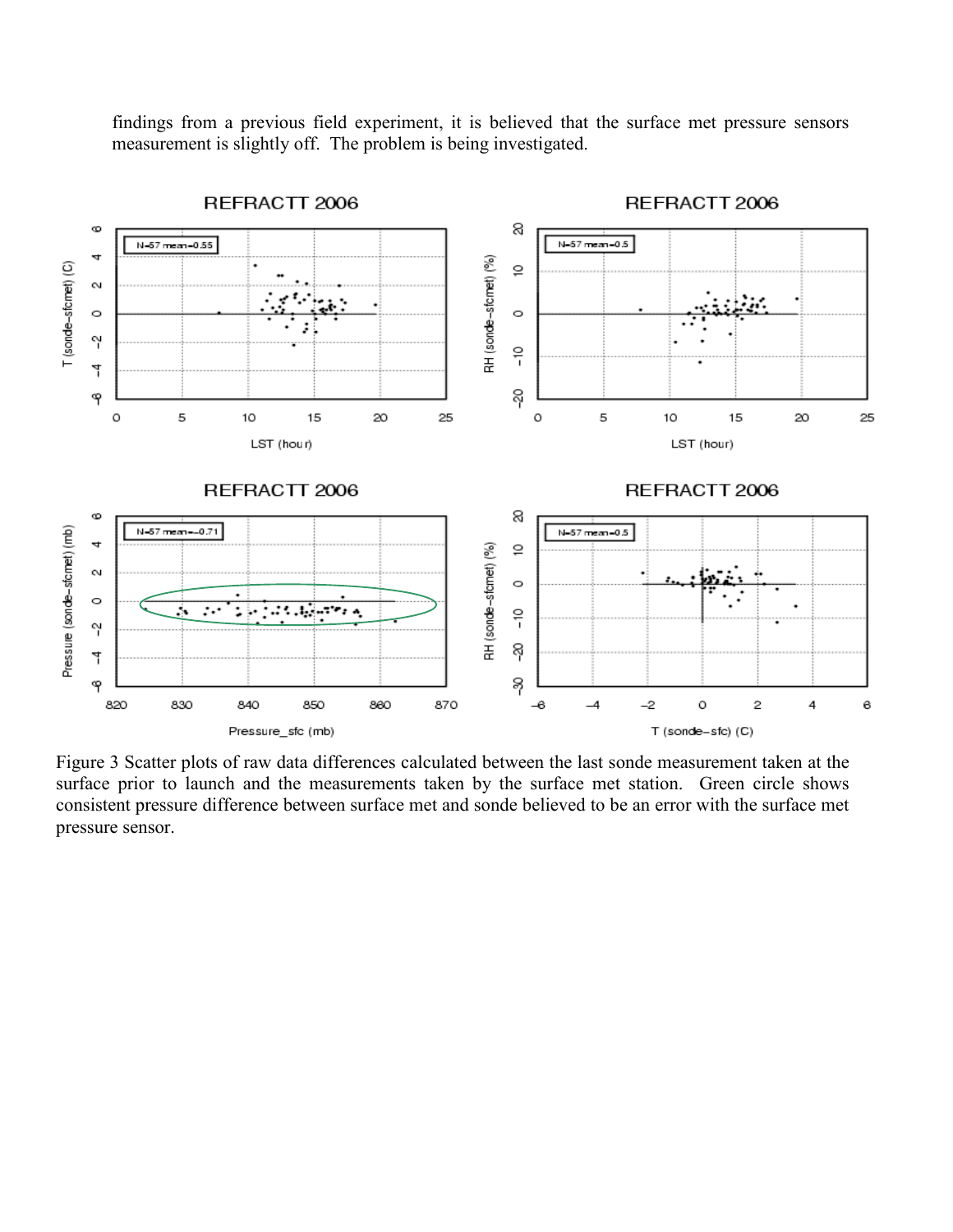findings from a previous field experiment, it is believed that the surface met pressure sensors measurement is slightly off. The problem is being investigated.

REFRACTT 2006

N=57 mean=0.55

T (sonde–sfcmet) (C)

LST (hour)

REFRACTT 2006

N=57 mean=0.5

RH (sonde–sfcmet) (%)

LST (hour)

REFRACTT 2006

N=57 mean=–0.71

Pressure (sonde–sfcmet) (mb)

Pressure_sfc (mb)

REFRACTT 2006

N=57 mean=0.5

RH (sonde–sfcmet) (%)

T (sonde–sfc) (C)

Figure 3 Scatter plots of raw data differences calculated between the last sonde measurement taken at the surface prior to launch and the measurements taken by the surface met station. Green circle shows consistent pressure difference between surface met and sonde believed to be an error with the surface met pressure sensor.